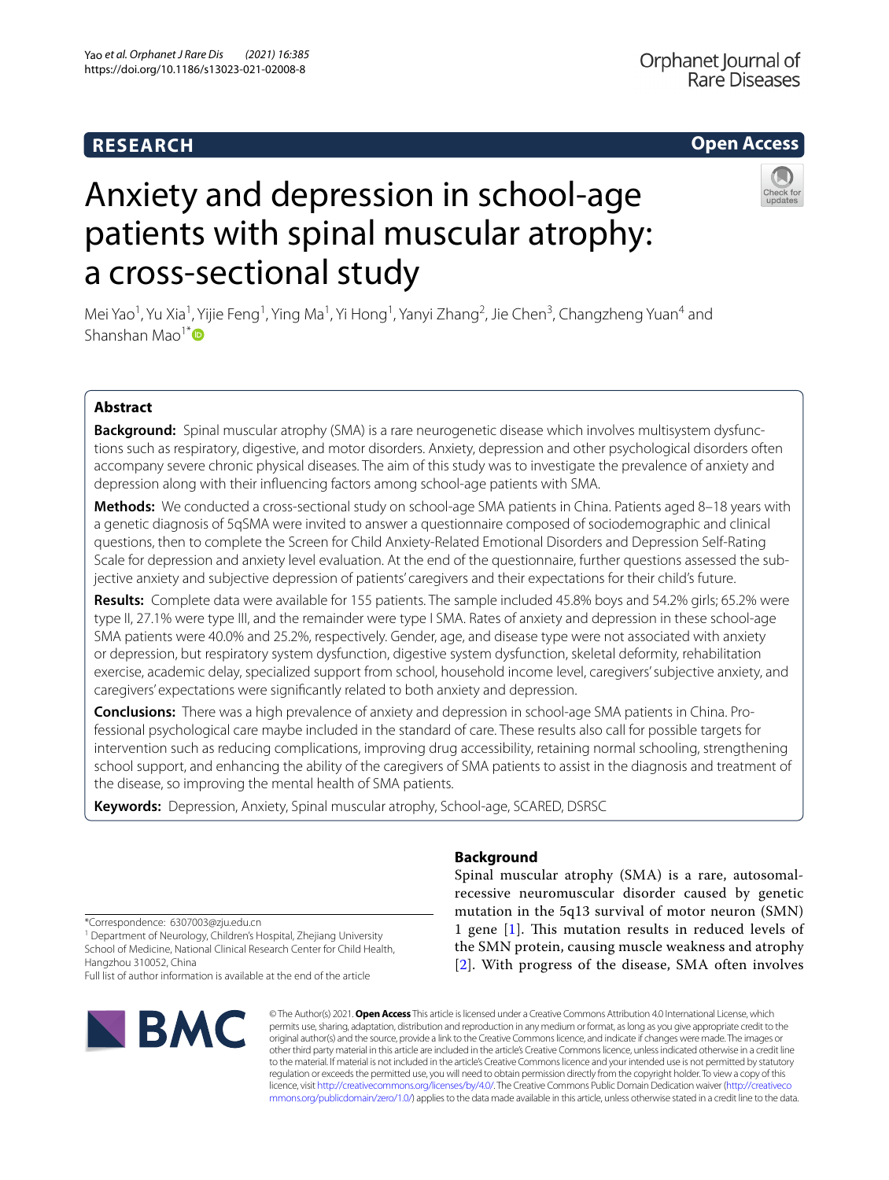# RESEARCH

**Open Access**

# Anxiety and depression in school-age patients with spinal muscular atrophy: a cross-sectional study

Mei Yao[1], Yu Xia[1], Yijie Feng[1], Ying Ma[1], Yi Hong[1], Yanyi Zhang[2], Jie Chen[3], Changzheng Yuan[4] and Shanshan Mao[1*]

## Abstract

**Background:** Spinal muscular atrophy (SMA) is a rare neurogenetic disease which involves multisystem dysfunctions such as respiratory, digestive, and motor disorders. Anxiety, depression and other psychological disorders often accompany severe chronic physical diseases. The aim of this study was to investigate the prevalence of anxiety and depression along with their influencing factors among school-age patients with SMA.

**Methods:** We conducted a cross-sectional study on school-age SMA patients in China. Patients aged 8–18 years with a genetic diagnosis of 5qSMA were invited to answer a questionnaire composed of sociodemographic and clinical questions, then to complete the Screen for Child Anxiety-Related Emotional Disorders and Depression Self-Rating Scale for depression and anxiety level evaluation. At the end of the questionnaire, further questions assessed the subjective anxiety and subjective depression of patients' caregivers and their expectations for their child's future.

**Results:** Complete data were available for 155 patients. The sample included 45.8% boys and 54.2% girls; 65.2% were type II, 27.1% were type III, and the remainder were type I SMA. Rates of anxiety and depression in these school-age SMA patients were 40.0% and 25.2%, respectively. Gender, age, and disease type were not associated with anxiety or depression, but respiratory system dysfunction, digestive system dysfunction, skeletal deformity, rehabilitation exercise, academic delay, specialized support from school, household income level, caregivers' subjective anxiety, and caregivers' expectations were significantly related to both anxiety and depression.

**Conclusions:** There was a high prevalence of anxiety and depression in school-age SMA patients in China. Professional psychological care maybe included in the standard of care. These results also call for possible targets for intervention such as reducing complications, improving drug accessibility, retaining normal schooling, strengthening school support, and enhancing the ability of the caregivers of SMA patients to assist in the diagnosis and treatment of the disease, so improving the mental health of SMA patients.

**Keywords:** Depression, Anxiety, Spinal muscular atrophy, School-age, SCARED, DSRSC

## Background

Spinal muscular atrophy (SMA) is a rare, autosomal-recessive neuromuscular disorder caused by genetic mutation in the 5q13 survival of motor neuron (SMN) 1 gene [1]. This mutation results in reduced levels of the SMN protein, causing muscle weakness and atrophy [2]. With progress of the disease, SMA often involves

*Correspondence: 6307003@zju.edu.cn
[1] Department of Neurology, Children's Hospital, Zhejiang University School of Medicine, National Clinical Research Center for Child Health, Hangzhou 310052, China
Full list of author information is available at the end of the article

© The Author(s) 2021. **Open Access** This article is licensed under a Creative Commons Attribution 4.0 International License, which permits use, sharing, adaptation, distribution and reproduction in any medium or format, as long as you give appropriate credit to the original author(s) and the source, provide a link to the Creative Commons licence, and indicate if changes were made. The images or other third party material in this article are included in the article's Creative Commons licence, unless indicated otherwise in a credit line to the material. If material is not included in the article's Creative Commons licence and your intended use is not permitted by statutory regulation or exceeds the permitted use, you will need to obtain permission directly from the copyright holder. To view a copy of this licence, visit http://creativecommons.org/licenses/by/4.0/. The Creative Commons Public Domain Dedication waiver (http://creativecommons.org/publicdomain/zero/1.0/) applies to the data made available in this article, unless otherwise stated in a credit line to the data.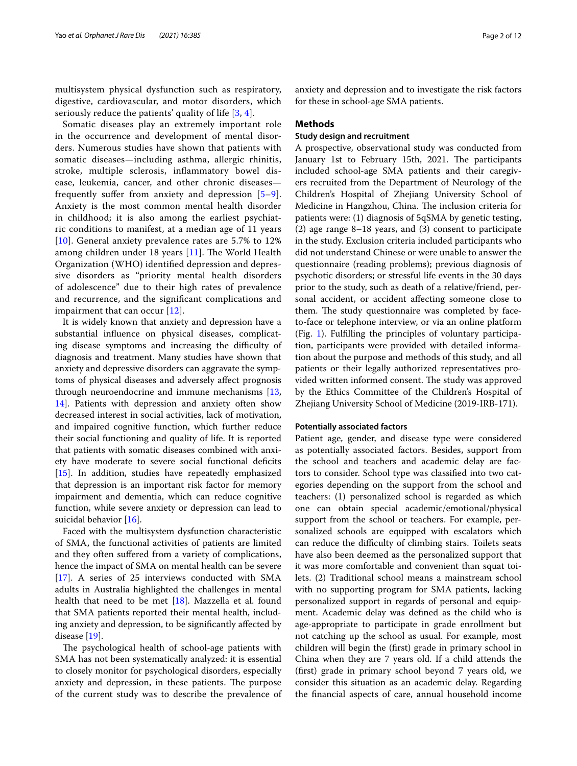multisystem physical dysfunction such as respiratory, digestive, cardiovascular, and motor disorders, which seriously reduce the patients' quality of life [3, 4].

Somatic diseases play an extremely important role in the occurrence and development of mental disorders. Numerous studies have shown that patients with somatic diseases—including asthma, allergic rhinitis, stroke, multiple sclerosis, inflammatory bowel disease, leukemia, cancer, and other chronic diseases—frequently suffer from anxiety and depression [5–9]. Anxiety is the most common mental health disorder in childhood; it is also among the earliest psychiatric conditions to manifest, at a median age of 11 years [10]. General anxiety prevalence rates are 5.7% to 12% among children under 18 years [11]. The World Health Organization (WHO) identified depression and depressive disorders as "priority mental health disorders of adolescence" due to their high rates of prevalence and recurrence, and the significant complications and impairment that can occur [12].

It is widely known that anxiety and depression have a substantial influence on physical diseases, complicating disease symptoms and increasing the difficulty of diagnosis and treatment. Many studies have shown that anxiety and depressive disorders can aggravate the symptoms of physical diseases and adversely affect prognosis through neuroendocrine and immune mechanisms [13, 14]. Patients with depression and anxiety often show decreased interest in social activities, lack of motivation, and impaired cognitive function, which further reduce their social functioning and quality of life. It is reported that patients with somatic diseases combined with anxiety have moderate to severe social functional deficits [15]. In addition, studies have repeatedly emphasized that depression is an important risk factor for memory impairment and dementia, which can reduce cognitive function, while severe anxiety or depression can lead to suicidal behavior [16].

Faced with the multisystem dysfunction characteristic of SMA, the functional activities of patients are limited and they often suffered from a variety of complications, hence the impact of SMA on mental health can be severe [17]. A series of 25 interviews conducted with SMA adults in Australia highlighted the challenges in mental health that need to be met [18]. Mazzella et al. found that SMA patients reported their mental health, including anxiety and depression, to be significantly affected by disease [19].

The psychological health of school-age patients with SMA has not been systematically analyzed: it is essential to closely monitor for psychological disorders, especially anxiety and depression, in these patients. The purpose of the current study was to describe the prevalence of anxiety and depression and to investigate the risk factors for these in school-age SMA patients.

## Methods

### Study design and recruitment

A prospective, observational study was conducted from January 1st to February 15th, 2021. The participants included school-age SMA patients and their caregivers recruited from the Department of Neurology of the Children's Hospital of Zhejiang University School of Medicine in Hangzhou, China. The inclusion criteria for patients were: (1) diagnosis of 5qSMA by genetic testing, (2) age range 8–18 years, and (3) consent to participate in the study. Exclusion criteria included participants who did not understand Chinese or were unable to answer the questionnaire (reading problems); previous diagnosis of psychotic disorders; or stressful life events in the 30 days prior to the study, such as death of a relative/friend, personal accident, or accident affecting someone close to them. The study questionnaire was completed by face-to-face or telephone interview, or via an online platform (Fig. 1). Fulfilling the principles of voluntary participation, participants were provided with detailed information about the purpose and methods of this study, and all patients or their legally authorized representatives provided written informed consent. The study was approved by the Ethics Committee of the Children's Hospital of Zhejiang University School of Medicine (2019-IRB-171).

### Potentially associated factors

Patient age, gender, and disease type were considered as potentially associated factors. Besides, support from the school and teachers and academic delay are factors to consider. School type was classified into two categories depending on the support from the school and teachers: (1) personalized school is regarded as which one can obtain special academic/emotional/physical support from the school or teachers. For example, personalized schools are equipped with escalators which can reduce the difficulty of climbing stairs. Toilets seats have also been deemed as the personalized support that it was more comfortable and convenient than squat toilets. (2) Traditional school means a mainstream school with no supporting program for SMA patients, lacking personalized support in regards of personal and equipment. Academic delay was defined as the child who is age-appropriate to participate in grade enrollment but not catching up the school as usual. For example, most children will begin the (first) grade in primary school in China when they are 7 years old. If a child attends the (first) grade in primary school beyond 7 years old, we consider this situation as an academic delay. Regarding the financial aspects of care, annual household income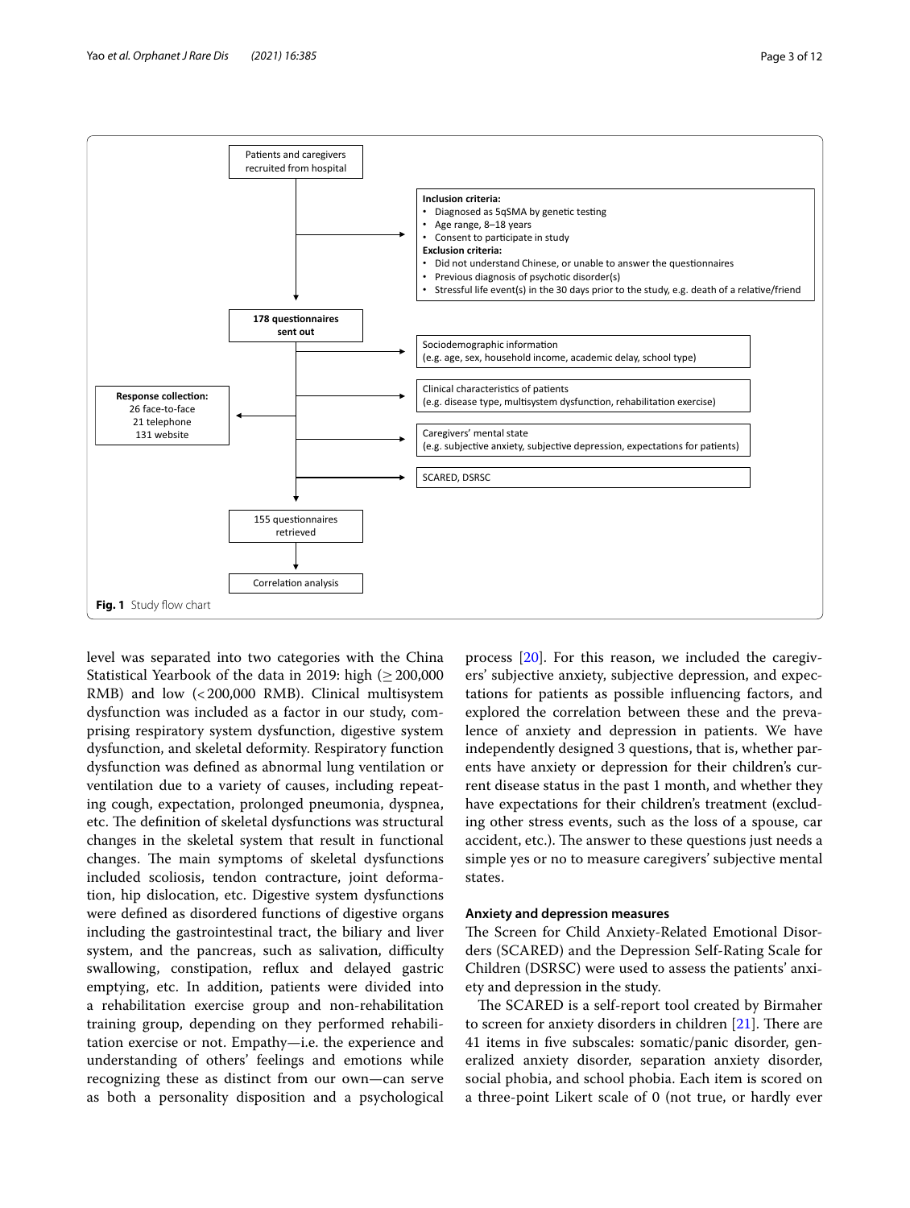Patients and caregivers recruited from hospital

**Inclusion criteria:**

- Diagnosed as 5qSMA by genetic testing
- Age range, 8–18 years
- Consent to participate in study

**Exclusion criteria:**

- Did not understand Chinese, or unable to answer the questionnaires
- Previous diagnosis of psychotic disorder(s)
- Stressful life event(s) in the 30 days prior to the study, e.g. death of a relative/friend

**178 questionnaires sent out**

Sociodemographic information (e.g. age, sex, household income, academic delay, school type)

Clinical characteristics of patients (e.g. disease type, multisystem dysfunction, rehabilitation exercise)

Caregivers' mental state (e.g. subjective anxiety, subjective depression, expectations for patients)

SCARED, DSRSC

**Response collection:** 26 face-to-face, 21 telephone, 131 website

155 questionnaires retrieved

Correlation analysis

**Fig. 1** Study flow chart

level was separated into two categories with the China Statistical Yearbook of the data in 2019: high ($\geq$ 200,000 RMB) and low (< 200,000 RMB). Clinical multisystem dysfunction was included as a factor in our study, comprising respiratory system dysfunction, digestive system dysfunction, and skeletal deformity. Respiratory function dysfunction was defined as abnormal lung ventilation or ventilation due to a variety of causes, including repeating cough, expectation, prolonged pneumonia, dyspnea, etc. The definition of skeletal dysfunctions was structural changes in the skeletal system that result in functional changes. The main symptoms of skeletal dysfunctions included scoliosis, tendon contracture, joint deformation, hip dislocation, etc. Digestive system dysfunctions were defined as disordered functions of digestive organs including the gastrointestinal tract, the biliary and liver system, and the pancreas, such as salivation, difficulty swallowing, constipation, reflux and delayed gastric emptying, etc. In addition, patients were divided into a rehabilitation exercise group and non-rehabilitation training group, depending on they performed rehabilitation exercise or not. Empathy—i.e. the experience and understanding of others' feelings and emotions while recognizing these as distinct from our own—can serve as both a personality disposition and a psychological process [20]. For this reason, we included the caregivers' subjective anxiety, subjective depression, and expectations for patients as possible influencing factors, and explored the correlation between these and the prevalence of anxiety and depression in patients. We have independently designed 3 questions, that is, whether parents have anxiety or depression for their children's current disease status in the past 1 month, and whether they have expectations for their children's treatment (excluding other stress events, such as the loss of a spouse, car accident, etc.). The answer to these questions just needs a simple yes or no to measure caregivers' subjective mental states.

### Anxiety and depression measures

The Screen for Child Anxiety-Related Emotional Disorders (SCARED) and the Depression Self-Rating Scale for Children (DSRSC) were used to assess the patients' anxiety and depression in the study.

The SCARED is a self-report tool created by Birmaher to screen for anxiety disorders in children [21]. There are 41 items in five subscales: somatic/panic disorder, generalized anxiety disorder, separation anxiety disorder, social phobia, and school phobia. Each item is scored on a three-point Likert scale of 0 (not true, or hardly ever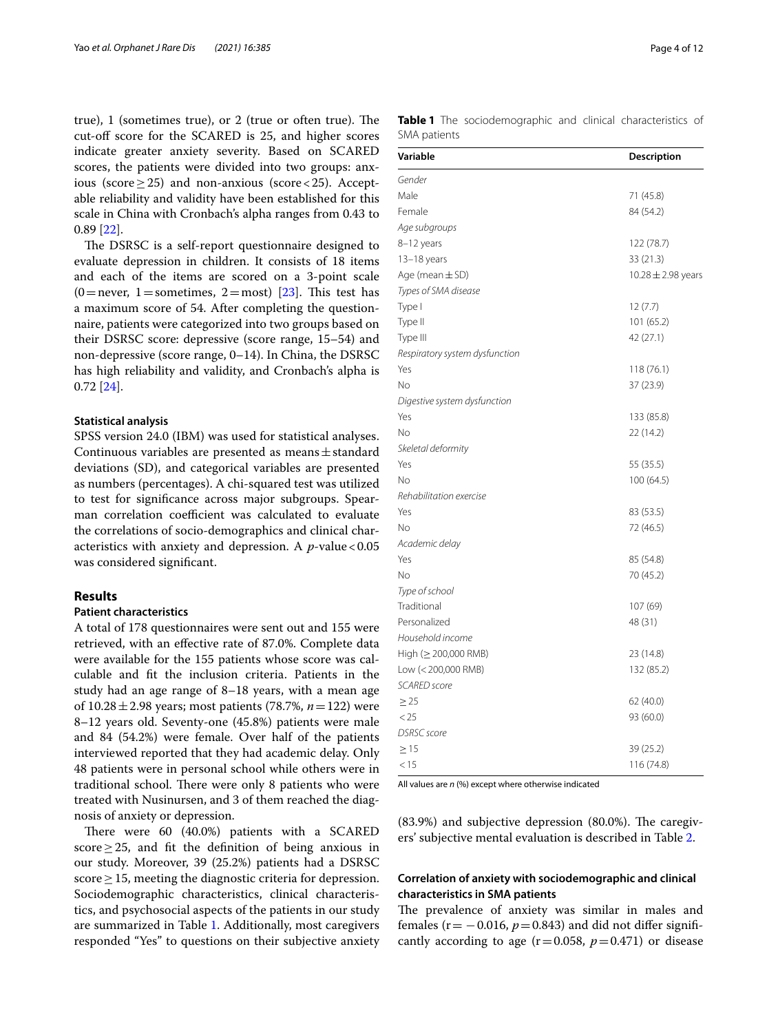true), 1 (sometimes true), or 2 (true or often true). The cut-off score for the SCARED is 25, and higher scores indicate greater anxiety severity. Based on SCARED scores, the patients were divided into two groups: anxious (score ≥ 25) and non-anxious (score < 25). Acceptable reliability and validity have been established for this scale in China with Cronbach's alpha ranges from 0.43 to 0.89 [22].

The DSRSC is a self-report questionnaire designed to evaluate depression in children. It consists of 18 items and each of the items are scored on a 3-point scale (0 = never, 1 = sometimes, 2 = most) [23]. This test has a maximum score of 54. After completing the questionnaire, patients were categorized into two groups based on their DSRSC score: depressive (score range, 15–54) and non-depressive (score range, 0–14). In China, the DSRSC has high reliability and validity, and Cronbach's alpha is 0.72 [24].

#### Statistical analysis

SPSS version 24.0 (IBM) was used for statistical analyses. Continuous variables are presented as means ± standard deviations (SD), and categorical variables are presented as numbers (percentages). A chi-squared test was utilized to test for significance across major subgroups. Spearman correlation coefficient was calculated to evaluate the correlations of socio-demographics and clinical characteristics with anxiety and depression. A $p$-value < 0.05 was considered significant.

### Results

#### Patient characteristics

A total of 178 questionnaires were sent out and 155 were retrieved, with an effective rate of 87.0%. Complete data were available for the 155 patients whose score was calculable and fit the inclusion criteria. Patients in the study had an age range of 8–18 years, with a mean age of 10.28 ± 2.98 years; most patients (78.7%, $n$ = 122) were 8–12 years old. Seventy-one (45.8%) patients were male and 84 (54.2%) were female. Over half of the patients interviewed reported that they had academic delay. Only 48 patients were in personal school while others were in traditional school. There were only 8 patients who were treated with Nusinursen, and 3 of them reached the diagnosis of anxiety or depression.

There were 60 (40.0%) patients with a SCARED score ≥ 25, and fit the definition of being anxious in our study. Moreover, 39 (25.2%) patients had a DSRSC score ≥ 15, meeting the diagnostic criteria for depression. Sociodemographic characteristics, clinical characteristics, and psychosocial aspects of the patients in our study are summarized in Table 1. Additionally, most caregivers responded "Yes" to questions on their subjective anxiety (83.9%) and subjective depression (80.0%). The caregivers' subjective mental evaluation is described in Table 2.

**Table 1** The sociodemographic and clinical characteristics of SMA patients

| Variable | Description |
|---|---|
| *Gender* | |
| Male | 71 (45.8) |
| Female | 84 (54.2) |
| *Age subgroups* | |
| 8–12 years | 122 (78.7) |
| 13–18 years | 33 (21.3) |
| Age (mean ± SD) | 10.28 ± 2.98 years |
| *Types of SMA disease* | |
| Type I | 12 (7.7) |
| Type II | 101 (65.2) |
| Type III | 42 (27.1) |
| *Respiratory system dysfunction* | |
| Yes | 118 (76.1) |
| No | 37 (23.9) |
| *Digestive system dysfunction* | |
| Yes | 133 (85.8) |
| No | 22 (14.2) |
| *Skeletal deformity* | |
| Yes | 55 (35.5) |
| No | 100 (64.5) |
| *Rehabilitation exercise* | |
| Yes | 83 (53.5) |
| No | 72 (46.5) |
| *Academic delay* | |
| Yes | 85 (54.8) |
| No | 70 (45.2) |
| *Type of school* | |
| Traditional | 107 (69) |
| Personalized | 48 (31) |
| *Household income* | |
| High (≥ 200,000 RMB) | 23 (14.8) |
| Low (< 200,000 RMB) | 132 (85.2) |
| *SCARED score* | |
| ≥ 25 | 62 (40.0) |
| < 25 | 93 (60.0) |
| *DSRSC score* | |
| ≥ 15 | 39 (25.2) |
| < 15 | 116 (74.8) |

All values are $n$ (%) except where otherwise indicated

#### Correlation of anxiety with sociodemographic and clinical characteristics in SMA patients

The prevalence of anxiety was similar in males and females (r = −0.016, $p$ = 0.843) and did not differ significantly according to age (r = 0.058, $p$ = 0.471) or disease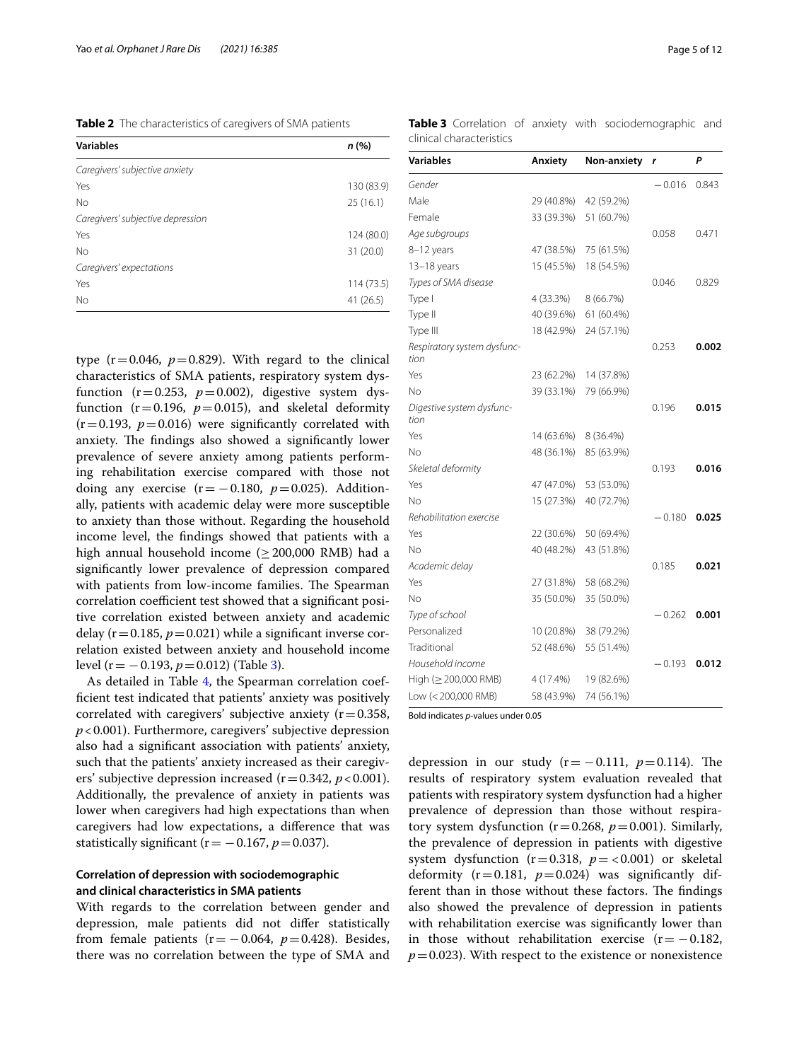**Table 2** The characteristics of caregivers of SMA patients

| Variables | n (%) |
|---|---|
| *Caregivers' subjective anxiety* | |
| Yes | 130 (83.9) |
| No | 25 (16.1) |
| *Caregivers' subjective depression* | |
| Yes | 124 (80.0) |
| No | 31 (20.0) |
| *Caregivers' expectations* | |
| Yes | 114 (73.5) |
| No | 41 (26.5) |

type ($r = 0.046$, $p = 0.829$). With regard to the clinical characteristics of SMA patients, respiratory system dysfunction ($r = 0.253$, $p = 0.002$), digestive system dysfunction ($r = 0.196$, $p = 0.015$), and skeletal deformity ($r = 0.193$, $p = 0.016$) were significantly correlated with anxiety. The findings also showed a significantly lower prevalence of severe anxiety among patients performing rehabilitation exercise compared with those not doing any exercise ($r = -0.180$, $p = 0.025$). Additionally, patients with academic delay were more susceptible to anxiety than those without. Regarding the household income level, the findings showed that patients with a high annual household income (≥ 200,000 RMB) had a significantly lower prevalence of depression compared with patients from low-income families. The Spearman correlation coefficient test showed that a significant positive correlation existed between anxiety and academic delay ($r = 0.185$, $p = 0.021$) while a significant inverse correlation existed between anxiety and household income level ($r = -0.193$, $p = 0.012$) (Table 3).

As detailed in Table 4, the Spearman correlation coefficient test indicated that patients' anxiety was positively correlated with caregivers' subjective anxiety ($r = 0.358$, $p < 0.001$). Furthermore, caregivers' subjective depression also had a significant association with patients' anxiety, such that the patients' anxiety increased as their caregivers' subjective depression increased ($r = 0.342$, $p < 0.001$). Additionally, the prevalence of anxiety in patients was lower when caregivers had high expectations than when caregivers had low expectations, a difference that was statistically significant ($r = -0.167$, $p = 0.037$).

### Correlation of depression with sociodemographic and clinical characteristics in SMA patients

With regards to the correlation between gender and depression, male patients did not differ statistically from female patients ($r = -0.064$, $p = 0.428$). Besides, there was no correlation between the type of SMA and depression in our study ($r = -0.111$, $p = 0.114$). The results of respiratory system evaluation revealed that patients with respiratory system dysfunction had a higher prevalence of depression than those without respiratory system dysfunction ($r = 0.268$, $p = 0.001$). Similarly, the prevalence of depression in patients with digestive system dysfunction ($r = 0.318$, $p = <0.001$) or skeletal deformity ($r = 0.181$, $p = 0.024$) was significantly different than in those without these factors. The findings also showed the prevalence of depression in patients with rehabilitation exercise was significantly lower than in those without rehabilitation exercise ($r = -0.182$, $p = 0.023$). With respect to the existence or nonexistence

**Table 3** Correlation of anxiety with sociodemographic and clinical characteristics

| Variables | Anxiety | Non-anxiety | r | P |
|---|---|---|---|---|
| *Gender* | | | −0.016 | 0.843 |
| Male | 29 (40.8%) | 42 (59.2%) | | |
| Female | 33 (39.3%) | 51 (60.7%) | | |
| *Age subgroups* | | | 0.058 | 0.471 |
| 8–12 years | 47 (38.5%) | 75 (61.5%) | | |
| 13–18 years | 15 (45.5%) | 18 (54.5%) | | |
| *Types of SMA disease* | | | 0.046 | 0.829 |
| Type I | 4 (33.3%) | 8 (66.7%) | | |
| Type II | 40 (39.6%) | 61 (60.4%) | | |
| Type III | 18 (42.9%) | 24 (57.1%) | | |
| *Respiratory system dysfunction* | | | 0.253 | **0.002** |
| Yes | 23 (62.2%) | 14 (37.8%) | | |
| No | 39 (33.1%) | 79 (66.9%) | | |
| *Digestive system dysfunction* | | | 0.196 | **0.015** |
| Yes | 14 (63.6%) | 8 (36.4%) | | |
| No | 48 (36.1%) | 85 (63.9%) | | |
| *Skeletal deformity* | | | 0.193 | **0.016** |
| Yes | 47 (47.0%) | 53 (53.0%) | | |
| No | 15 (27.3%) | 40 (72.7%) | | |
| *Rehabilitation exercise* | | | −0.180 | **0.025** |
| Yes | 22 (30.6%) | 50 (69.4%) | | |
| No | 40 (48.2%) | 43 (51.8%) | | |
| *Academic delay* | | | 0.185 | **0.021** |
| Yes | 27 (31.8%) | 58 (68.2%) | | |
| No | 35 (50.0%) | 35 (50.0%) | | |
| *Type of school* | | | −0.262 | **0.001** |
| Personalized | 10 (20.8%) | 38 (79.2%) | | |
| Traditional | 52 (48.6%) | 55 (51.4%) | | |
| *Household income* | | | −0.193 | **0.012** |
| High (≥ 200,000 RMB) | 4 (17.4%) | 19 (82.6%) | | |
| Low (< 200,000 RMB) | 58 (43.9%) | 74 (56.1%) | | |

Bold indicates *p*-values under 0.05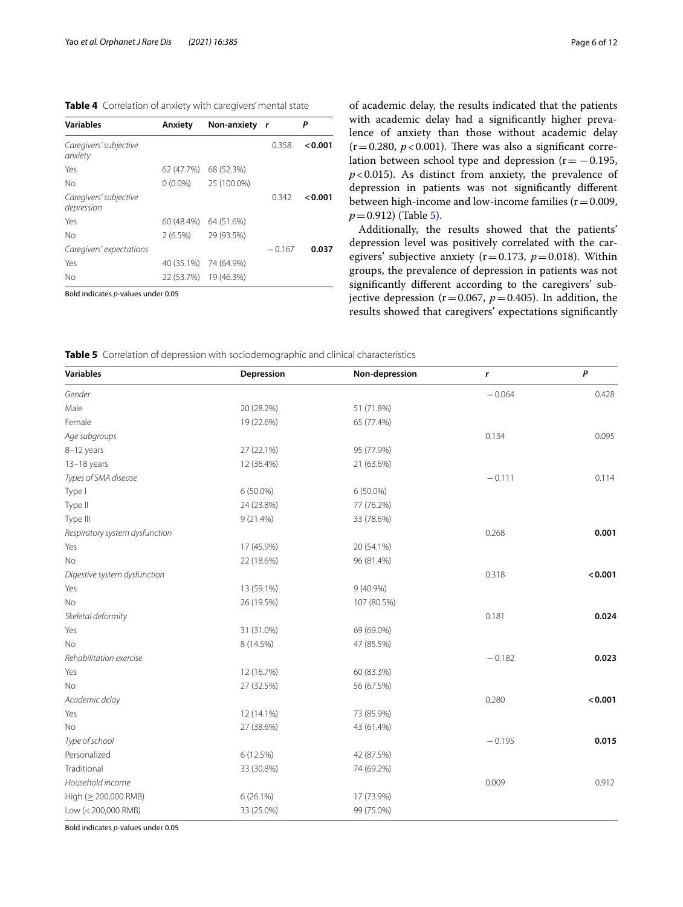**Table 4** Correlation of anxiety with caregivers' mental state

| Variables | Anxiety | Non-anxiety | r | P |
|---|---|---|---|---|
| *Caregivers' subjective anxiety* | | | 0.358 | **< 0.001** |
| Yes | 62 (47.7%) | 68 (52.3%) | | |
| No | 0 (0.0%) | 25 (100.0%) | | |
| *Caregivers' subjective depression* | | | 0.342 | **< 0.001** |
| Yes | 60 (48.4%) | 64 (51.6%) | | |
| No | 2 (6.5%) | 29 (93.5%) | | |
| *Caregivers' expectations* | | | −0.167 | **0.037** |
| Yes | 40 (35.1%) | 74 (64.9%) | | |
| No | 22 (53.7%) | 19 (46.3%) | | |

Bold indicates *p*-values under 0.05

of academic delay, the results indicated that the patients with academic delay had a significantly higher prevalence of anxiety than those without academic delay ($r = 0.280$, $p < 0.001$). There was also a significant correlation between school type and depression ($r = -0.195$, $p < 0.015$). As distinct from anxiety, the prevalence of depression in patients was not significantly different between high-income and low-income families ($r = 0.009$, $p = 0.912$) (Table 5).

Additionally, the results showed that the patients' depression level was positively correlated with the caregivers' subjective anxiety ($r = 0.173$, $p = 0.018$). Within groups, the prevalence of depression in patients was not significantly different according to the caregivers' subjective depression ($r = 0.067$, $p = 0.405$). In addition, the results showed that caregivers' expectations significantly

**Table 5** Correlation of depression with sociodemographic and clinical characteristics

| Variables | Depression | Non-depression | r | P |
|---|---|---|---|---|
| *Gender* | | | −0.064 | 0.428 |
| Male | 20 (28.2%) | 51 (71.8%) | | |
| Female | 19 (22.6%) | 65 (77.4%) | | |
| *Age subgroups* | | | 0.134 | 0.095 |
| 8–12 years | 27 (22.1%) | 95 (77.9%) | | |
| 13–18 years | 12 (36.4%) | 21 (63.6%) | | |
| *Types of SMA disease* | | | −0.111 | 0.114 |
| Type I | 6 (50.0%) | 6 (50.0%) | | |
| Type II | 24 (23.8%) | 77 (76.2%) | | |
| Type III | 9 (21.4%) | 33 (78.6%) | | |
| *Respiratory system dysfunction* | | | 0.268 | **0.001** |
| Yes | 17 (45.9%) | 20 (54.1%) | | |
| No | 22 (18.6%) | 96 (81.4%) | | |
| *Digestive system dysfunction* | | | 0.318 | **< 0.001** |
| Yes | 13 (59.1%) | 9 (40.9%) | | |
| No | 26 (19.5%) | 107 (80.5%) | | |
| *Skeletal deformity* | | | 0.181 | **0.024** |
| Yes | 31 (31.0%) | 69 (69.0%) | | |
| No | 8 (14.5%) | 47 (85.5%) | | |
| *Rehabilitation exercise* | | | −0.182 | **0.023** |
| Yes | 12 (16.7%) | 60 (83.3%) | | |
| No | 27 (32.5%) | 56 (67.5%) | | |
| *Academic delay* | | | 0.280 | **< 0.001** |
| Yes | 12 (14.1%) | 73 (85.9%) | | |
| No | 27 (38.6%) | 43 (61.4%) | | |
| *Type of school* | | | −0.195 | **0.015** |
| Personalized | 6 (12.5%) | 42 (87.5%) | | |
| Traditional | 33 (30.8%) | 74 (69.2%) | | |
| *Household income* | | | 0.009 | 0.912 |
| High (≥ 200,000 RMB) | 6 (26.1%) | 17 (73.9%) | | |
| Low (< 200,000 RMB) | 33 (25.0%) | 99 (75.0%) | | |

Bold indicates *p*-values under 0.05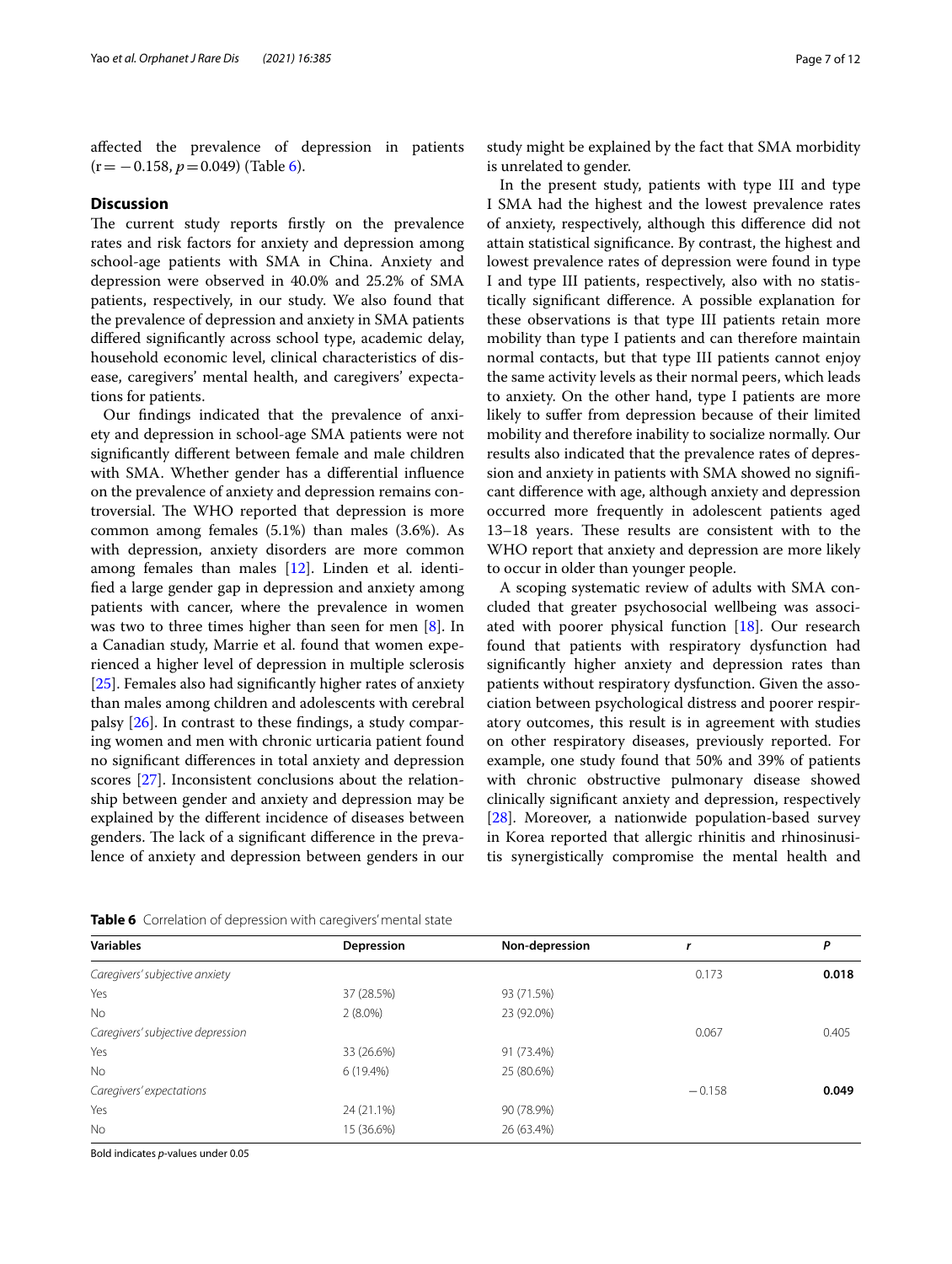affected the prevalence of depression in patients ($r = -0.158$, $p = 0.049$) (Table 6).

## Discussion

The current study reports firstly on the prevalence rates and risk factors for anxiety and depression among school-age patients with SMA in China. Anxiety and depression were observed in 40.0% and 25.2% of SMA patients, respectively, in our study. We also found that the prevalence of depression and anxiety in SMA patients differed significantly across school type, academic delay, household economic level, clinical characteristics of disease, caregivers' mental health, and caregivers' expectations for patients.

Our findings indicated that the prevalence of anxiety and depression in school-age SMA patients were not significantly different between female and male children with SMA. Whether gender has a differential influence on the prevalence of anxiety and depression remains controversial. The WHO reported that depression is more common among females (5.1%) than males (3.6%). As with depression, anxiety disorders are more common among females than males [12]. Linden et al. identified a large gender gap in depression and anxiety among patients with cancer, where the prevalence in women was two to three times higher than seen for men [8]. In a Canadian study, Marrie et al. found that women experienced a higher level of depression in multiple sclerosis [25]. Females also had significantly higher rates of anxiety than males among children and adolescents with cerebral palsy [26]. In contrast to these findings, a study comparing women and men with chronic urticaria patient found no significant differences in total anxiety and depression scores [27]. Inconsistent conclusions about the relationship between gender and anxiety and depression may be explained by the different incidence of diseases between genders. The lack of a significant difference in the prevalence of anxiety and depression between genders in our study might be explained by the fact that SMA morbidity is unrelated to gender.

In the present study, patients with type III and type I SMA had the highest and the lowest prevalence rates of anxiety, respectively, although this difference did not attain statistical significance. By contrast, the highest and lowest prevalence rates of depression were found in type I and type III patients, respectively, also with no statistically significant difference. A possible explanation for these observations is that type III patients retain more mobility than type I patients and can therefore maintain normal contacts, but that type III patients cannot enjoy the same activity levels as their normal peers, which leads to anxiety. On the other hand, type I patients are more likely to suffer from depression because of their limited mobility and therefore inability to socialize normally. Our results also indicated that the prevalence rates of depression and anxiety in patients with SMA showed no significant difference with age, although anxiety and depression occurred more frequently in adolescent patients aged 13–18 years. These results are consistent with to the WHO report that anxiety and depression are more likely to occur in older than younger people.

A scoping systematic review of adults with SMA concluded that greater psychosocial wellbeing was associated with poorer physical function [18]. Our research found that patients with respiratory dysfunction had significantly higher anxiety and depression rates than patients without respiratory dysfunction. Given the association between psychological distress and poorer respiratory outcomes, this result is in agreement with studies on other respiratory diseases, previously reported. For example, one study found that 50% and 39% of patients with chronic obstructive pulmonary disease showed clinically significant anxiety and depression, respectively [28]. Moreover, a nationwide population-based survey in Korea reported that allergic rhinitis and rhinosinusitis synergistically compromise the mental health and

**Table 6** Correlation of depression with caregivers' mental state

| Variables | Depression | Non-depression | *r* | *P* |
|---|---|---|---|---|
| *Caregivers' subjective anxiety* | | | 0.173 | **0.018** |
| Yes | 37 (28.5%) | 93 (71.5%) | | |
| No | 2 (8.0%) | 23 (92.0%) | | |
| *Caregivers' subjective depression* | | | 0.067 | 0.405 |
| Yes | 33 (26.6%) | 91 (73.4%) | | |
| No | 6 (19.4%) | 25 (80.6%) | | |
| *Caregivers' expectations* | | | −0.158 | **0.049** |
| Yes | 24 (21.1%) | 90 (78.9%) | | |
| No | 15 (36.6%) | 26 (63.4%) | | |

Bold indicates *p*-values under 0.05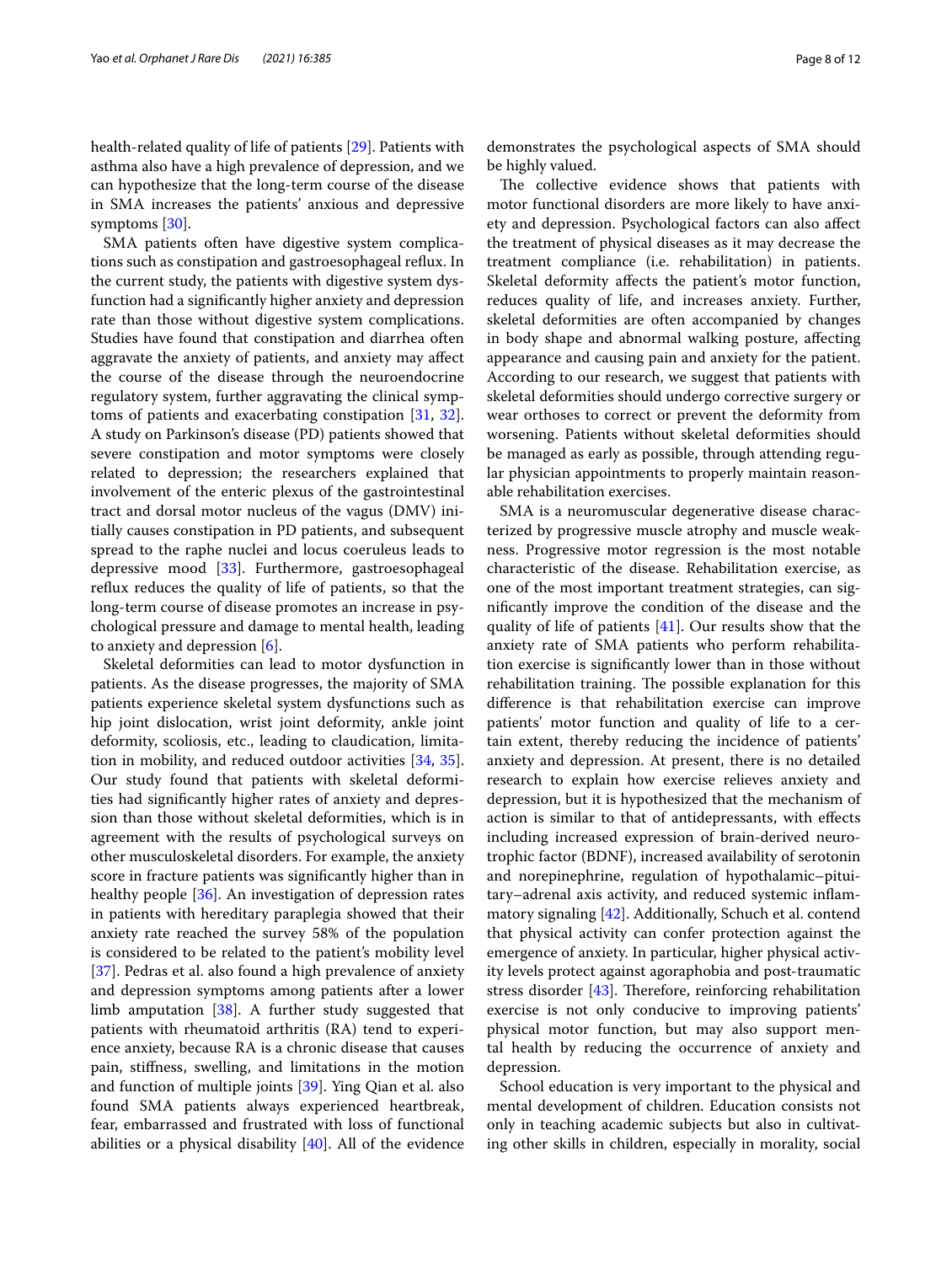health-related quality of life of patients [29]. Patients with asthma also have a high prevalence of depression, and we can hypothesize that the long-term course of the disease in SMA increases the patients' anxious and depressive symptoms [30].

SMA patients often have digestive system complications such as constipation and gastroesophageal reflux. In the current study, the patients with digestive system dysfunction had a significantly higher anxiety and depression rate than those without digestive system complications. Studies have found that constipation and diarrhea often aggravate the anxiety of patients, and anxiety may affect the course of the disease through the neuroendocrine regulatory system, further aggravating the clinical symptoms of patients and exacerbating constipation [31, 32]. A study on Parkinson's disease (PD) patients showed that severe constipation and motor symptoms were closely related to depression; the researchers explained that involvement of the enteric plexus of the gastrointestinal tract and dorsal motor nucleus of the vagus (DMV) initially causes constipation in PD patients, and subsequent spread to the raphe nuclei and locus coeruleus leads to depressive mood [33]. Furthermore, gastroesophageal reflux reduces the quality of life of patients, so that the long-term course of disease promotes an increase in psychological pressure and damage to mental health, leading to anxiety and depression [6].

Skeletal deformities can lead to motor dysfunction in patients. As the disease progresses, the majority of SMA patients experience skeletal system dysfunctions such as hip joint dislocation, wrist joint deformity, ankle joint deformity, scoliosis, etc., leading to claudication, limitation in mobility, and reduced outdoor activities [34, 35]. Our study found that patients with skeletal deformities had significantly higher rates of anxiety and depression than those without skeletal deformities, which is in agreement with the results of psychological surveys on other musculoskeletal disorders. For example, the anxiety score in fracture patients was significantly higher than in healthy people [36]. An investigation of depression rates in patients with hereditary paraplegia showed that their anxiety rate reached the survey 58% of the population is considered to be related to the patient's mobility level [37]. Pedras et al. also found a high prevalence of anxiety and depression symptoms among patients after a lower limb amputation [38]. A further study suggested that patients with rheumatoid arthritis (RA) tend to experience anxiety, because RA is a chronic disease that causes pain, stiffness, swelling, and limitations in the motion and function of multiple joints [39]. Ying Qian et al. also found SMA patients always experienced heartbreak, fear, embarrassed and frustrated with loss of functional abilities or a physical disability [40]. All of the evidence demonstrates the psychological aspects of SMA should be highly valued.

The collective evidence shows that patients with motor functional disorders are more likely to have anxiety and depression. Psychological factors can also affect the treatment of physical diseases as it may decrease the treatment compliance (i.e. rehabilitation) in patients. Skeletal deformity affects the patient's motor function, reduces quality of life, and increases anxiety. Further, skeletal deformities are often accompanied by changes in body shape and abnormal walking posture, affecting appearance and causing pain and anxiety for the patient. According to our research, we suggest that patients with skeletal deformities should undergo corrective surgery or wear orthoses to correct or prevent the deformity from worsening. Patients without skeletal deformities should be managed as early as possible, through attending regular physician appointments to properly maintain reasonable rehabilitation exercises.

SMA is a neuromuscular degenerative disease characterized by progressive muscle atrophy and muscle weakness. Progressive motor regression is the most notable characteristic of the disease. Rehabilitation exercise, as one of the most important treatment strategies, can significantly improve the condition of the disease and the quality of life of patients [41]. Our results show that the anxiety rate of SMA patients who perform rehabilitation exercise is significantly lower than in those without rehabilitation training. The possible explanation for this difference is that rehabilitation exercise can improve patients' motor function and quality of life to a certain extent, thereby reducing the incidence of patients' anxiety and depression. At present, there is no detailed research to explain how exercise relieves anxiety and depression, but it is hypothesized that the mechanism of action is similar to that of antidepressants, with effects including increased expression of brain-derived neurotrophic factor (BDNF), increased availability of serotonin and norepinephrine, regulation of hypothalamic–pituitary–adrenal axis activity, and reduced systemic inflammatory signaling [42]. Additionally, Schuch et al. contend that physical activity can confer protection against the emergence of anxiety. In particular, higher physical activity levels protect against agoraphobia and post-traumatic stress disorder [43]. Therefore, reinforcing rehabilitation exercise is not only conducive to improving patients' physical motor function, but may also support mental health by reducing the occurrence of anxiety and depression.

School education is very important to the physical and mental development of children. Education consists not only in teaching academic subjects but also in cultivating other skills in children, especially in morality, social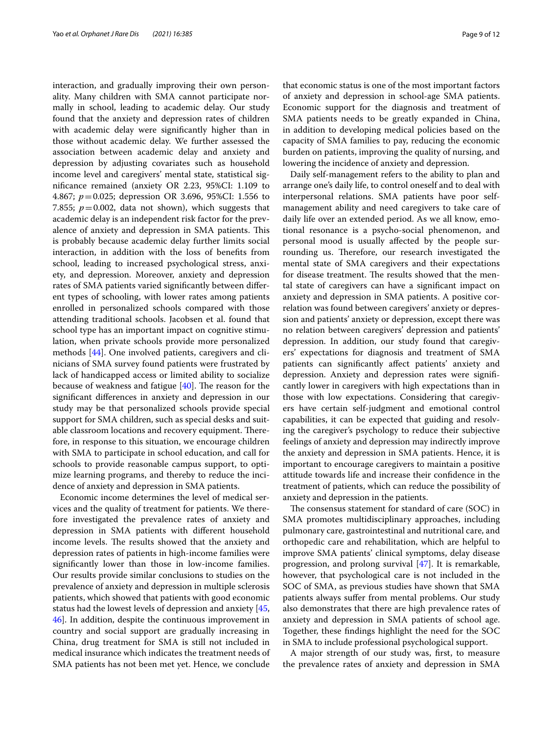interaction, and gradually improving their own personality. Many children with SMA cannot participate normally in school, leading to academic delay. Our study found that the anxiety and depression rates of children with academic delay were significantly higher than in those without academic delay. We further assessed the association between academic delay and anxiety and depression by adjusting covariates such as household income level and caregivers' mental state, statistical significance remained (anxiety OR 2.23, 95%CI: 1.109 to 4.867; $p=0.025$; depression OR 3.696, 95%CI: 1.556 to 7.855; $p=0.002$, data not shown), which suggests that academic delay is an independent risk factor for the prevalence of anxiety and depression in SMA patients. This is probably because academic delay further limits social interaction, in addition with the loss of benefits from school, leading to increased psychological stress, anxiety, and depression. Moreover, anxiety and depression rates of SMA patients varied significantly between different types of schooling, with lower rates among patients enrolled in personalized schools compared with those attending traditional schools. Jacobsen et al. found that school type has an important impact on cognitive stimulation, when private schools provide more personalized methods [44]. One involved patients, caregivers and clinicians of SMA survey found patients were frustrated by lack of handicapped access or limited ability to socialize because of weakness and fatigue [40]. The reason for the significant differences in anxiety and depression in our study may be that personalized schools provide special support for SMA children, such as special desks and suitable classroom locations and recovery equipment. Therefore, in response to this situation, we encourage children with SMA to participate in school education, and call for schools to provide reasonable campus support, to optimize learning programs, and thereby to reduce the incidence of anxiety and depression in SMA patients.

Economic income determines the level of medical services and the quality of treatment for patients. We therefore investigated the prevalence rates of anxiety and depression in SMA patients with different household income levels. The results showed that the anxiety and depression rates of patients in high-income families were significantly lower than those in low-income families. Our results provide similar conclusions to studies on the prevalence of anxiety and depression in multiple sclerosis patients, which showed that patients with good economic status had the lowest levels of depression and anxiety [45, 46]. In addition, despite the continuous improvement in country and social support are gradually increasing in China, drug treatment for SMA is still not included in medical insurance which indicates the treatment needs of SMA patients has not been met yet. Hence, we conclude that economic status is one of the most important factors of anxiety and depression in school-age SMA patients. Economic support for the diagnosis and treatment of SMA patients needs to be greatly expanded in China, in addition to developing medical policies based on the capacity of SMA families to pay, reducing the economic burden on patients, improving the quality of nursing, and lowering the incidence of anxiety and depression.

Daily self-management refers to the ability to plan and arrange one's daily life, to control oneself and to deal with interpersonal relations. SMA patients have poor self-management ability and need caregivers to take care of daily life over an extended period. As we all know, emotional resonance is a psycho-social phenomenon, and personal mood is usually affected by the people surrounding us. Therefore, our research investigated the mental state of SMA caregivers and their expectations for disease treatment. The results showed that the mental state of caregivers can have a significant impact on anxiety and depression in SMA patients. A positive correlation was found between caregivers' anxiety or depression and patients' anxiety or depression, except there was no relation between caregivers' depression and patients' depression. In addition, our study found that caregivers' expectations for diagnosis and treatment of SMA patients can significantly affect patients' anxiety and depression. Anxiety and depression rates were significantly lower in caregivers with high expectations than in those with low expectations. Considering that caregivers have certain self-judgment and emotional control capabilities, it can be expected that guiding and resolving the caregiver's psychology to reduce their subjective feelings of anxiety and depression may indirectly improve the anxiety and depression in SMA patients. Hence, it is important to encourage caregivers to maintain a positive attitude towards life and increase their confidence in the treatment of patients, which can reduce the possibility of anxiety and depression in the patients.

The consensus statement for standard of care (SOC) in SMA promotes multidisciplinary approaches, including pulmonary care, gastrointestinal and nutritional care, and orthopedic care and rehabilitation, which are helpful to improve SMA patients' clinical symptoms, delay disease progression, and prolong survival [47]. It is remarkable, however, that psychological care is not included in the SOC of SMA, as previous studies have shown that SMA patients always suffer from mental problems. Our study also demonstrates that there are high prevalence rates of anxiety and depression in SMA patients of school age. Together, these findings highlight the need for the SOC in SMA to include professional psychological support.

A major strength of our study was, first, to measure the prevalence rates of anxiety and depression in SMA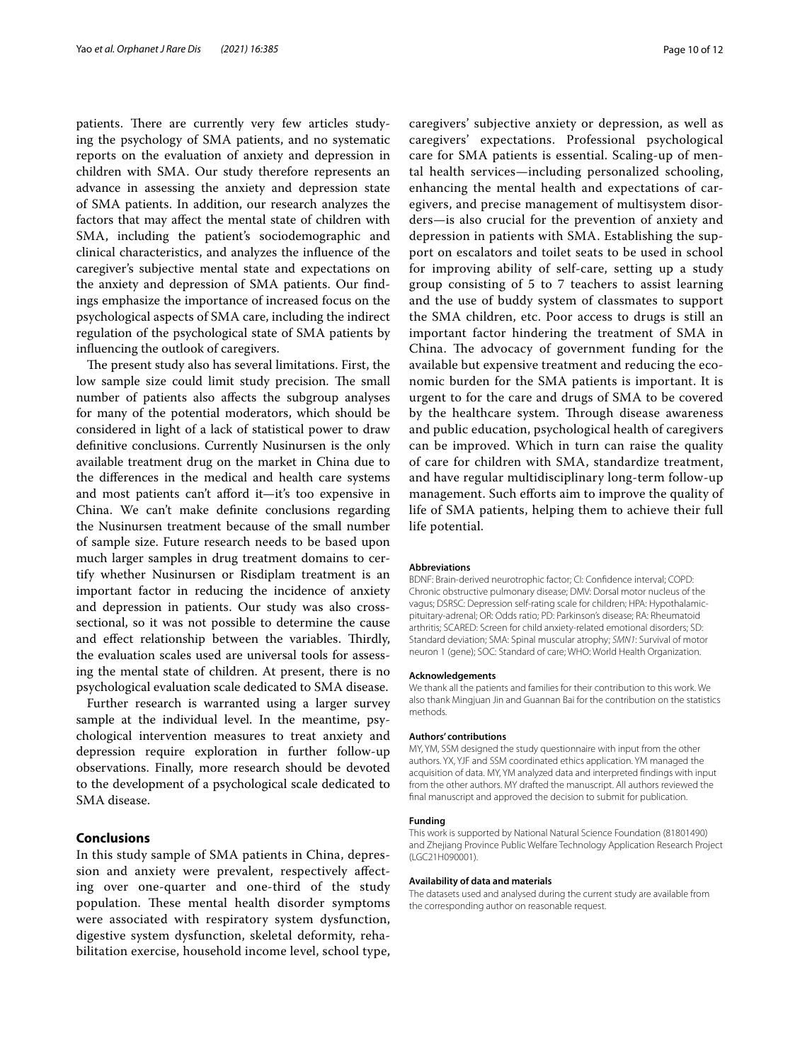patients. There are currently very few articles studying the psychology of SMA patients, and no systematic reports on the evaluation of anxiety and depression in children with SMA. Our study therefore represents an advance in assessing the anxiety and depression state of SMA patients. In addition, our research analyzes the factors that may affect the mental state of children with SMA, including the patient's sociodemographic and clinical characteristics, and analyzes the influence of the caregiver's subjective mental state and expectations on the anxiety and depression of SMA patients. Our findings emphasize the importance of increased focus on the psychological aspects of SMA care, including the indirect regulation of the psychological state of SMA patients by influencing the outlook of caregivers.

The present study also has several limitations. First, the low sample size could limit study precision. The small number of patients also affects the subgroup analyses for many of the potential moderators, which should be considered in light of a lack of statistical power to draw definitive conclusions. Currently Nusinursen is the only available treatment drug on the market in China due to the differences in the medical and health care systems and most patients can't afford it—it's too expensive in China. We can't make definite conclusions regarding the Nusinursen treatment because of the small number of sample size. Future research needs to be based upon much larger samples in drug treatment domains to certify whether Nusinursen or Risdiplam treatment is an important factor in reducing the incidence of anxiety and depression in patients. Our study was also cross-sectional, so it was not possible to determine the cause and effect relationship between the variables. Thirdly, the evaluation scales used are universal tools for assessing the mental state of children. At present, there is no psychological evaluation scale dedicated to SMA disease.

Further research is warranted using a larger survey sample at the individual level. In the meantime, psychological intervention measures to treat anxiety and depression require exploration in further follow-up observations. Finally, more research should be devoted to the development of a psychological scale dedicated to SMA disease.

## Conclusions

In this study sample of SMA patients in China, depression and anxiety were prevalent, respectively affecting over one-quarter and one-third of the study population. These mental health disorder symptoms were associated with respiratory system dysfunction, digestive system dysfunction, skeletal deformity, rehabilitation exercise, household income level, school type, caregivers' subjective anxiety or depression, as well as caregivers' expectations. Professional psychological care for SMA patients is essential. Scaling-up of mental health services—including personalized schooling, enhancing the mental health and expectations of caregivers, and precise management of multisystem disorders—is also crucial for the prevention of anxiety and depression in patients with SMA. Establishing the support on escalators and toilet seats to be used in school for improving ability of self-care, setting up a study group consisting of 5 to 7 teachers to assist learning and the use of buddy system of classmates to support the SMA children, etc. Poor access to drugs is still an important factor hindering the treatment of SMA in China. The advocacy of government funding for the available but expensive treatment and reducing the economic burden for the SMA patients is important. It is urgent to for the care and drugs of SMA to be covered by the healthcare system. Through disease awareness and public education, psychological health of caregivers can be improved. Which in turn can raise the quality of care for children with SMA, standardize treatment, and have regular multidisciplinary long-term follow-up management. Such efforts aim to improve the quality of life of SMA patients, helping them to achieve their full life potential.

#### Abbreviations

BDNF: Brain-derived neurotrophic factor; CI: Confidence interval; COPD: Chronic obstructive pulmonary disease; DMV: Dorsal motor nucleus of the vagus; DSRSC: Depression self-rating scale for children; HPA: Hypothalamic-pituitary-adrenal; OR: Odds ratio; PD: Parkinson's disease; RA: Rheumatoid arthritis; SCARED: Screen for child anxiety-related emotional disorders; SD: Standard deviation; SMA: Spinal muscular atrophy; *SMN1*: Survival of motor neuron 1 (gene); SOC: Standard of care; WHO: World Health Organization.

#### Acknowledgements

We thank all the patients and families for their contribution to this work. We also thank Mingjuan Jin and Guannan Bai for the contribution on the statistics methods.

#### Authors' contributions

MY, YM, SSM designed the study questionnaire with input from the other authors. YX, YJF and SSM coordinated ethics application. YM managed the acquisition of data. MY, YM analyzed data and interpreted findings with input from the other authors. MY drafted the manuscript. All authors reviewed the final manuscript and approved the decision to submit for publication.

#### Funding

This work is supported by National Natural Science Foundation (81801490) and Zhejiang Province Public Welfare Technology Application Research Project (LGC21H090001).

#### Availability of data and materials

The datasets used and analysed during the current study are available from the corresponding author on reasonable request.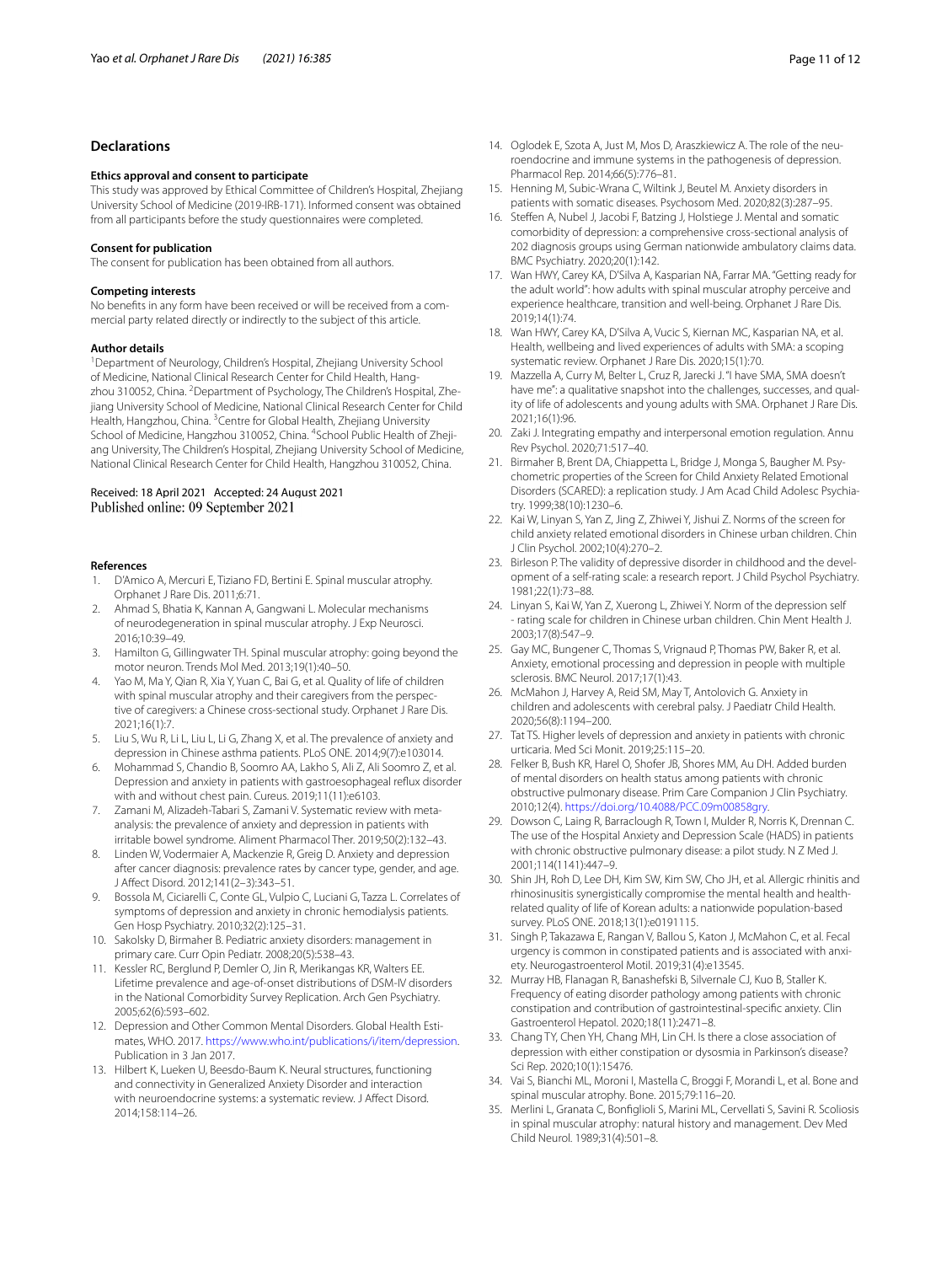## Declarations

### Ethics approval and consent to participate

This study was approved by Ethical Committee of Children's Hospital, Zhejiang University School of Medicine (2019-IRB-171). Informed consent was obtained from all participants before the study questionnaires were completed.

### Consent for publication

The consent for publication has been obtained from all authors.

### Competing interests

No benefits in any form have been received or will be received from a commercial party related directly or indirectly to the subject of this article.

### Author details

[1]Department of Neurology, Children's Hospital, Zhejiang University School of Medicine, National Clinical Research Center for Child Health, Hangzhou 310052, China. [2]Department of Psychology, The Children's Hospital, Zhejiang University School of Medicine, National Clinical Research Center for Child Health, Hangzhou, China. [3]Centre for Global Health, Zhejiang University School of Medicine, Hangzhou 310052, China. [4]School Public Health of Zhejiang University, The Children's Hospital, Zhejiang University School of Medicine, National Clinical Research Center for Child Health, Hangzhou 310052, China.

Received: 18 April 2021 Accepted: 24 August 2021
Published online: 09 September 2021

### References

1. D'Amico A, Mercuri E, Tiziano FD, Bertini E. Spinal muscular atrophy. Orphanet J Rare Dis. 2011;6:71.
2. Ahmad S, Bhatia K, Kannan A, Gangwani L. Molecular mechanisms of neurodegeneration in spinal muscular atrophy. J Exp Neurosci. 2016;10:39–49.
3. Hamilton G, Gillingwater TH. Spinal muscular atrophy: going beyond the motor neuron. Trends Mol Med. 2013;19(1):40–50.
4. Yao M, Ma Y, Qian R, Xia Y, Yuan C, Bai G, et al. Quality of life of children with spinal muscular atrophy and their caregivers from the perspective of caregivers: a Chinese cross-sectional study. Orphanet J Rare Dis. 2021;16(1):7.
5. Liu S, Wu R, Li L, Liu L, Li G, Zhang X, et al. The prevalence of anxiety and depression in Chinese asthma patients. PLoS ONE. 2014;9(7):e103014.
6. Mohammad S, Chandio B, Soomro AA, Lakho S, Ali Z, Ali Soomro Z, et al. Depression and anxiety in patients with gastroesophageal reflux disorder with and without chest pain. Cureus. 2019;11(11):e6103.
7. Zamani M, Alizadeh-Tabari S, Zamani V. Systematic review with meta-analysis: the prevalence of anxiety and depression in patients with irritable bowel syndrome. Aliment Pharmacol Ther. 2019;50(2):132–43.
8. Linden W, Vodermaier A, Mackenzie R, Greig D. Anxiety and depression after cancer diagnosis: prevalence rates by cancer type, gender, and age. J Affect Disord. 2012;141(2–3):343–51.
9. Bossola M, Ciciarelli C, Conte GL, Vulpio C, Luciani G, Tazza L. Correlates of symptoms of depression and anxiety in chronic hemodialysis patients. Gen Hosp Psychiatry. 2010;32(2):125–31.
10. Sakolsky D, Birmaher B. Pediatric anxiety disorders: management in primary care. Curr Opin Pediatr. 2008;20(5):538–43.
11. Kessler RC, Berglund P, Demler O, Jin R, Merikangas KR, Walters EE. Lifetime prevalence and age-of-onset distributions of DSM-IV disorders in the National Comorbidity Survey Replication. Arch Gen Psychiatry. 2005;62(6):593–602.
12. Depression and Other Common Mental Disorders. Global Health Estimates, WHO. 2017. https://www.who.int/publications/i/item/depression. Publication in 3 Jan 2017.
13. Hilbert K, Lueken U, Beesdo-Baum K. Neural structures, functioning and connectivity in Generalized Anxiety Disorder and interaction with neuroendocrine systems: a systematic review. J Affect Disord. 2014;158:114–26.
14. Oglodek E, Szota A, Just M, Mos D, Araszkiewicz A. The role of the neuroendocrine and immune systems in the pathogenesis of depression. Pharmacol Rep. 2014;66(5):776–81.
15. Henning M, Subic-Wrana C, Wiltink J, Beutel M. Anxiety disorders in patients with somatic diseases. Psychosom Med. 2020;82(3):287–95.
16. Steffen A, Nubel J, Jacobi F, Batzing J, Holstiege J. Mental and somatic comorbidity of depression: a comprehensive cross-sectional analysis of 202 diagnosis groups using German nationwide ambulatory claims data. BMC Psychiatry. 2020;20(1):142.
17. Wan HWY, Carey KA, D'Silva A, Kasparian NA, Farrar MA. "Getting ready for the adult world": how adults with spinal muscular atrophy perceive and experience healthcare, transition and well-being. Orphanet J Rare Dis. 2019;14(1):74.
18. Wan HWY, Carey KA, D'Silva A, Vucic S, Kiernan MC, Kasparian NA, et al. Health, wellbeing and lived experiences of adults with SMA: a scoping systematic review. Orphanet J Rare Dis. 2020;15(1):70.
19. Mazzella A, Curry M, Belter L, Cruz R, Jarecki J. "I have SMA, SMA doesn't have me": a qualitative snapshot into the challenges, successes, and quality of life of adolescents and young adults with SMA. Orphanet J Rare Dis. 2021;16(1):96.
20. Zaki J. Integrating empathy and interpersonal emotion regulation. Annu Rev Psychol. 2020;71:517–40.
21. Birmaher B, Brent DA, Chiappetta L, Bridge J, Monga S, Baugher M. Psychometric properties of the Screen for Child Anxiety Related Emotional Disorders (SCARED): a replication study. J Am Acad Child Adolesc Psychiatry. 1999;38(10):1230–6.
22. Kai W, Linyan S, Yan Z, Jing Z, Zhiwei Y, Jishui Z. Norms of the screen for child anxiety related emotional disorders in Chinese urban children. Chin J Clin Psychol. 2002;10(4):270–2.
23. Birleson P. The validity of depressive disorder in childhood and the development of a self-rating scale: a research report. J Child Psychol Psychiatry. 1981;22(1):73–88.
24. Linyan S, Kai W, Yan Z, Xuerong L, Zhiwei Y. Norm of the depression self - rating scale for children in Chinese urban children. Chin Ment Health J. 2003;17(8):547–9.
25. Gay MC, Bungener C, Thomas S, Vrignaud P, Thomas PW, Baker R, et al. Anxiety, emotional processing and depression in people with multiple sclerosis. BMC Neurol. 2017;17(1):43.
26. McMahon J, Harvey A, Reid SM, May T, Antolovich G. Anxiety in children and adolescents with cerebral palsy. J Paediatr Child Health. 2020;56(8):1194–200.
27. Tat TS. Higher levels of depression and anxiety in patients with chronic urticaria. Med Sci Monit. 2019;25:115–20.
28. Felker B, Bush KR, Harel O, Shofer JB, Shores MM, Au DH. Added burden of mental disorders on health status among patients with chronic obstructive pulmonary disease. Prim Care Companion J Clin Psychiatry. 2010;12(4). https://doi.org/10.4088/PCC.09m00858gry.
29. Dowson C, Laing R, Barraclough R, Town I, Mulder R, Norris K, Drennan C. The use of the Hospital Anxiety and Depression Scale (HADS) in patients with chronic obstructive pulmonary disease: a pilot study. N Z Med J. 2001;114(1141):447–9.
30. Shin JH, Roh D, Lee DH, Kim SW, Kim SW, Cho JH, et al. Allergic rhinitis and rhinosinusitis synergistically compromise the mental health and health-related quality of life of Korean adults: a nationwide population-based survey. PLoS ONE. 2018;13(1):e0191115.
31. Singh P, Takazawa E, Rangan V, Ballou S, Katon J, McMahon C, et al. Fecal urgency is common in constipated patients and is associated with anxiety. Neurogastroenterol Motil. 2019;31(4):e13545.
32. Murray HB, Flanagan R, Banashefski B, Silvernale CJ, Kuo B, Staller K. Frequency of eating disorder pathology among patients with chronic constipation and contribution of gastrointestinal-specific anxiety. Clin Gastroenterol Hepatol. 2020;18(11):2471–8.
33. Chang TY, Chen YH, Chang MH, Lin CH. Is there a close association of depression with either constipation or dysosmia in Parkinson's disease? Sci Rep. 2020;10(1):15476.
34. Vai S, Bianchi ML, Moroni I, Mastella C, Broggi F, Morandi L, et al. Bone and spinal muscular atrophy. Bone. 2015;79:116–20.
35. Merlini L, Granata C, Bonfiglioli S, Marini ML, Cervellati S, Savini R. Scoliosis in spinal muscular atrophy: natural history and management. Dev Med Child Neurol. 1989;31(4):501–8.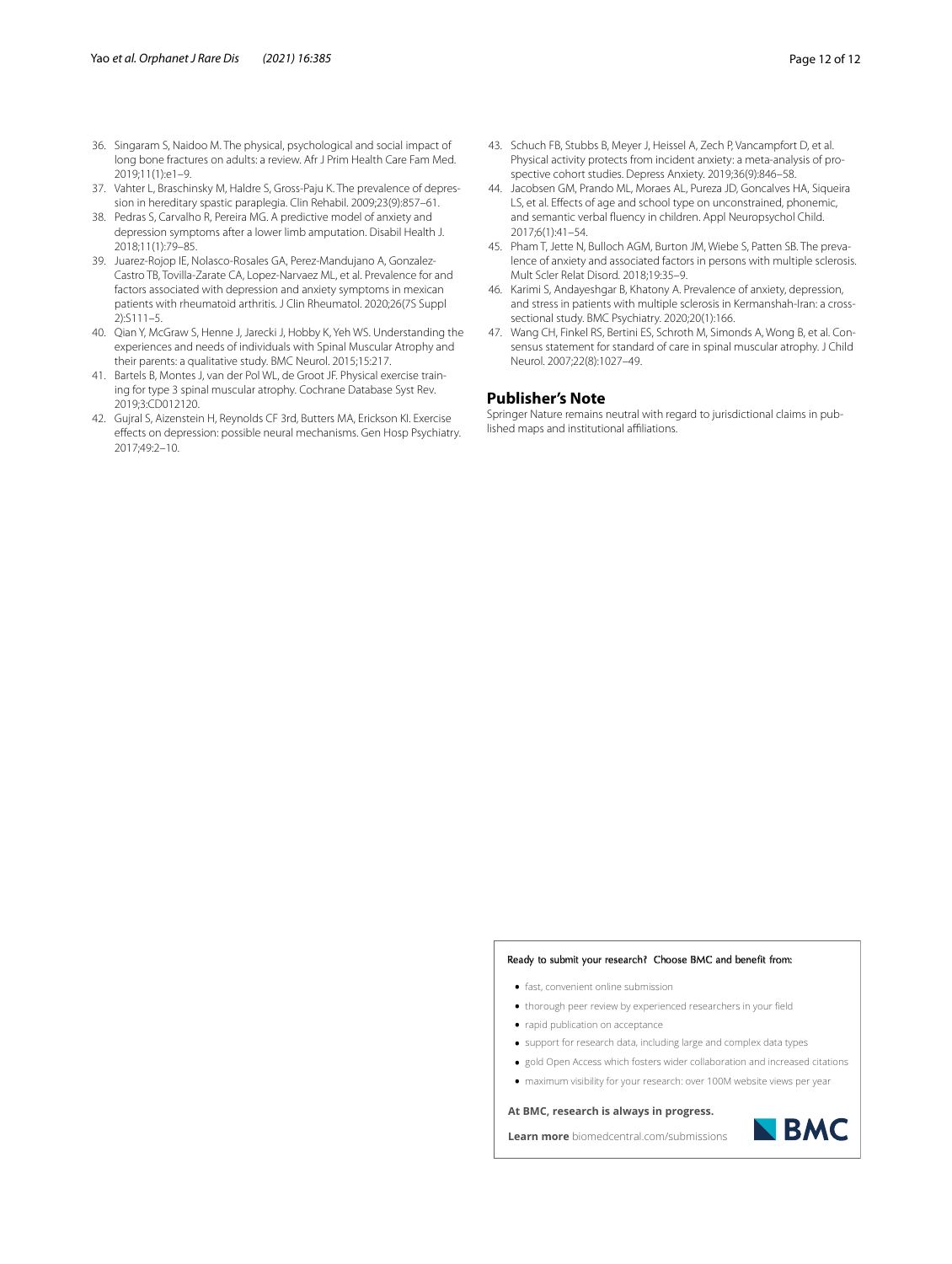36. Singaram S, Naidoo M. The physical, psychological and social impact of long bone fractures on adults: a review. Afr J Prim Health Care Fam Med. 2019;11(1):e1–9.
37. Vahter L, Braschinsky M, Haldre S, Gross-Paju K. The prevalence of depression in hereditary spastic paraplegia. Clin Rehabil. 2009;23(9):857–61.
38. Pedras S, Carvalho R, Pereira MG. A predictive model of anxiety and depression symptoms after a lower limb amputation. Disabil Health J. 2018;11(1):79–85.
39. Juarez-Rojop IE, Nolasco-Rosales GA, Perez-Mandujano A, Gonzalez-Castro TB, Tovilla-Zarate CA, Lopez-Narvaez ML, et al. Prevalence for and factors associated with depression and anxiety symptoms in mexican patients with rheumatoid arthritis. J Clin Rheumatol. 2020;26(7S Suppl 2):S111–5.
40. Qian Y, McGraw S, Henne J, Jarecki J, Hobby K, Yeh WS. Understanding the experiences and needs of individuals with Spinal Muscular Atrophy and their parents: a qualitative study. BMC Neurol. 2015;15:217.
41. Bartels B, Montes J, van der Pol WL, de Groot JF. Physical exercise training for type 3 spinal muscular atrophy. Cochrane Database Syst Rev. 2019;3:CD012120.
42. Gujral S, Aizenstein H, Reynolds CF 3rd, Butters MA, Erickson KI. Exercise effects on depression: possible neural mechanisms. Gen Hosp Psychiatry. 2017;49:2–10.
43. Schuch FB, Stubbs B, Meyer J, Heissel A, Zech P, Vancampfort D, et al. Physical activity protects from incident anxiety: a meta-analysis of prospective cohort studies. Depress Anxiety. 2019;36(9):846–58.
44. Jacobsen GM, Prando ML, Moraes AL, Pureza JD, Goncalves HA, Siqueira LS, et al. Effects of age and school type on unconstrained, phonemic, and semantic verbal fluency in children. Appl Neuropsychol Child. 2017;6(1):41–54.
45. Pham T, Jette N, Bulloch AGM, Burton JM, Wiebe S, Patten SB. The prevalence of anxiety and associated factors in persons with multiple sclerosis. Mult Scler Relat Disord. 2018;19:35–9.
46. Karimi S, Andayeshgar B, Khatony A. Prevalence of anxiety, depression, and stress in patients with multiple sclerosis in Kermanshah-Iran: a cross-sectional study. BMC Psychiatry. 2020;20(1):166.
47. Wang CH, Finkel RS, Bertini ES, Schroth M, Simonds A, Wong B, et al. Consensus statement for standard of care in spinal muscular atrophy. J Child Neurol. 2007;22(8):1027–49.

## Publisher's Note

Springer Nature remains neutral with regard to jurisdictional claims in published maps and institutional affiliations.

Ready to submit your research? Choose BMC and benefit from:

- fast, convenient online submission
- thorough peer review by experienced researchers in your field
- rapid publication on acceptance
- support for research data, including large and complex data types
- gold Open Access which fosters wider collaboration and increased citations
- maximum visibility for your research: over 100M website views per year

**At BMC, research is always in progress.**

**Learn more** biomedcentral.com/submissions

BMC